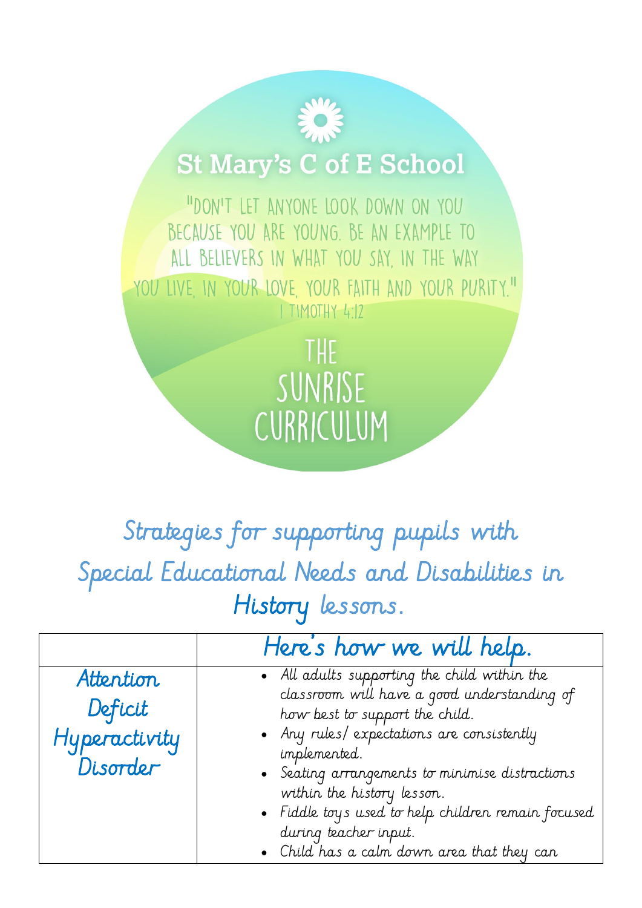# St Mary's C of E School

"Don't let anyone look down on you because you are young. Be an example to all believers in what you say, in the way you live, in your love, your faith and your purity."
1 Timothy 4:12

# The Sunrise Curriculum

## Strategies for supporting pupils with Special Educational Needs and Disabilities in History lessons.

| | Here's how we will help. |
|---|---|
| Attention Deficit Hyperactivity Disorder | • All adults supporting the child within the classroom will have a good understanding of how best to support the child.<br>• Any rules/ expectations are consistently implemented.<br>• Seating arrangements to minimise distractions within the history lesson.<br>• Fiddle toys used to help children remain focused during teacher input.<br>• Child has a calm down area that they can |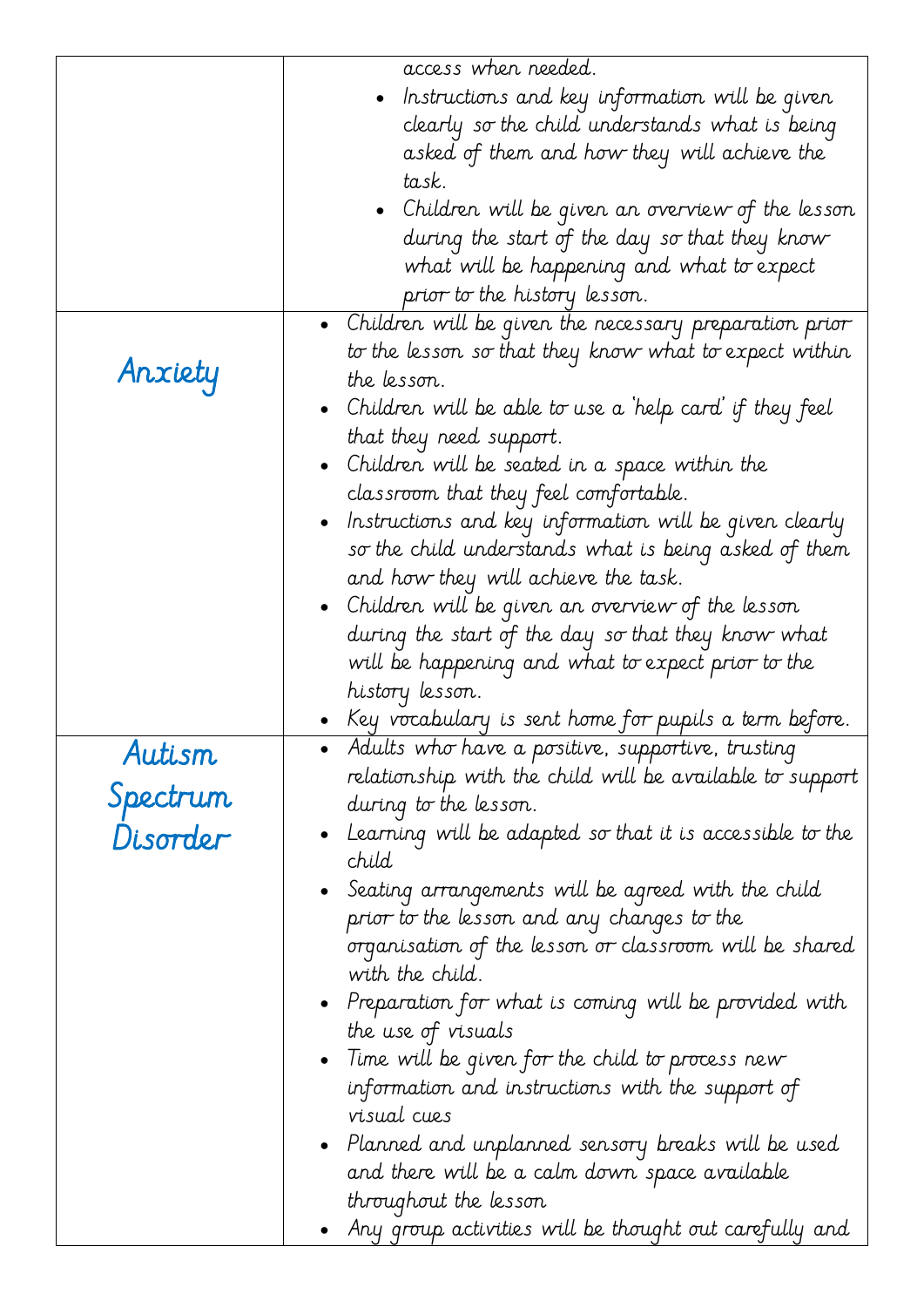| | |
|---|---|
| | access when needed.<br>• Instructions and key information will be given clearly so the child understands what is being asked of them and how they will achieve the task.<br>• Children will be given an overview of the lesson during the start of the day so that they know what will be happening and what to expect prior to the history lesson. |
| Anxiety | • Children will be given the necessary preparation prior to the lesson so that they know what to expect within the lesson.<br>• Children will be able to use a 'help card' if they feel that they need support.<br>• Children will be seated in a space within the classroom that they feel comfortable.<br>• Instructions and key information will be given clearly so the child understands what is being asked of them and how they will achieve the task.<br>• Children will be given an overview of the lesson during the start of the day so that they know what will be happening and what to expect prior to the history lesson.<br>• Key vocabulary is sent home for pupils a term before. |
| Autism Spectrum Disorder | • Adults who have a positive, supportive, trusting relationship with the child will be available to support during to the lesson.<br>• Learning will be adapted so that it is accessible to the child<br>• Seating arrangements will be agreed with the child prior to the lesson and any changes to the organisation of the lesson or classroom will be shared with the child.<br>• Preparation for what is coming will be provided with the use of visuals<br>• Time will be given for the child to process new information and instructions with the support of visual cues<br>• Planned and unplanned sensory breaks will be used and there will be a calm down space available throughout the lesson<br>• Any group activities will be thought out carefully and |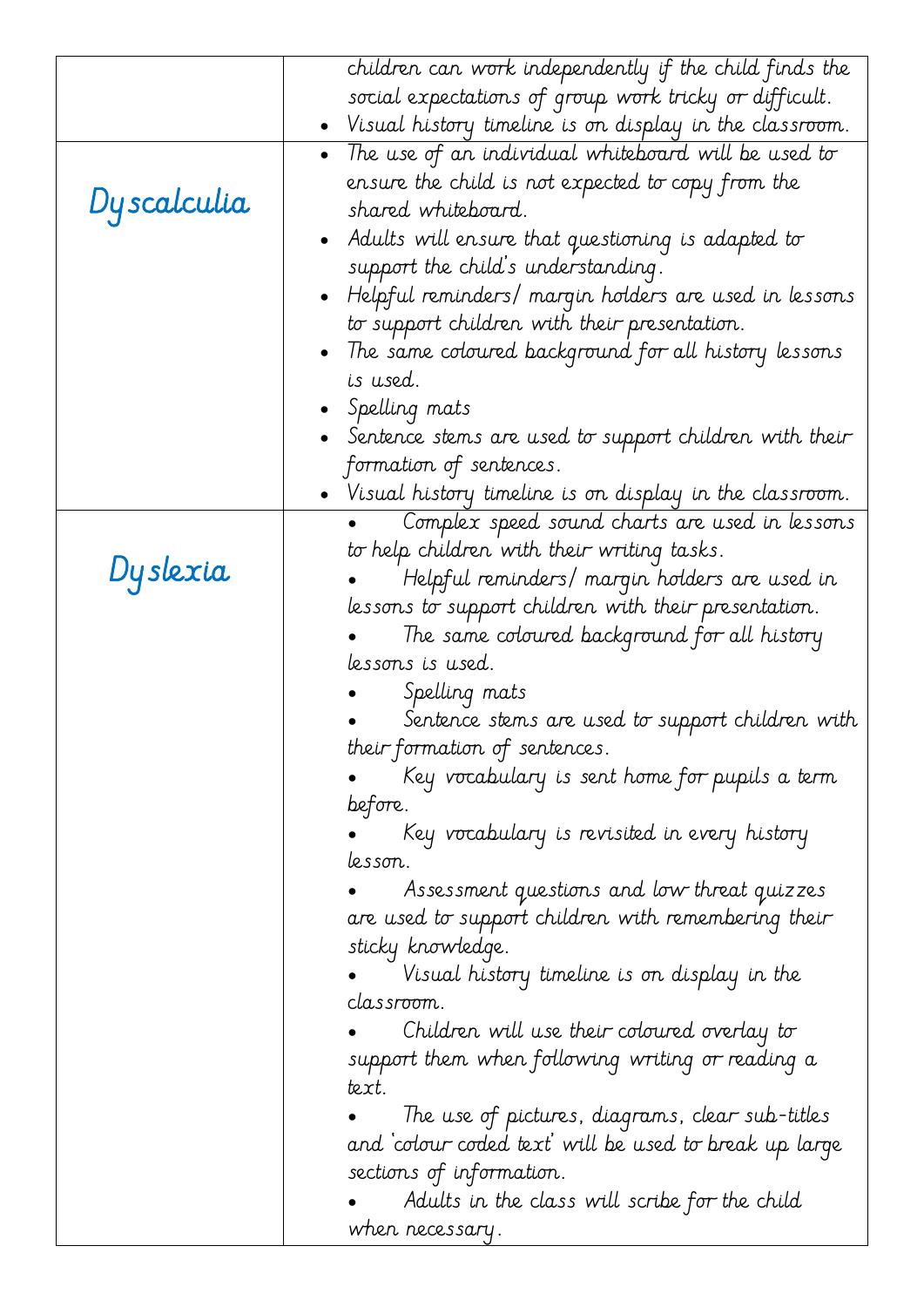| | |
|---|---|
| | children can work independently if the child finds the social expectations of group work tricky or difficult.<br>• Visual history timeline is on display in the classroom. |
| Dyscalculia | • The use of an individual whiteboard will be used to ensure the child is not expected to copy from the shared whiteboard.<br>• Adults will ensure that questioning is adapted to support the child's understanding.<br>• Helpful reminders/ margin holders are used in lessons to support children with their presentation.<br>• The same coloured background for all history lessons is used.<br>• Spelling mats<br>• Sentence stems are used to support children with their formation of sentences.<br>• Visual history timeline is on display in the classroom. |
| Dyslexia | • Complex speed sound charts are used in lessons to help children with their writing tasks.<br>• Helpful reminders/ margin holders are used in lessons to support children with their presentation.<br>• The same coloured background for all history lessons is used.<br>• Spelling mats<br>• Sentence stems are used to support children with their formation of sentences.<br>• Key vocabulary is sent home for pupils a term before.<br>• Key vocabulary is revisited in every history lesson.<br>• Assessment questions and low threat quizzes are used to support children with remembering their sticky knowledge.<br>• Visual history timeline is on display in the classroom.<br>• Children will use their coloured overlay to support them when following writing or reading a text.<br>• The use of pictures, diagrams, clear sub-titles and 'colour coded text' will be used to break up large sections of information.<br>• Adults in the class will scribe for the child when necessary. |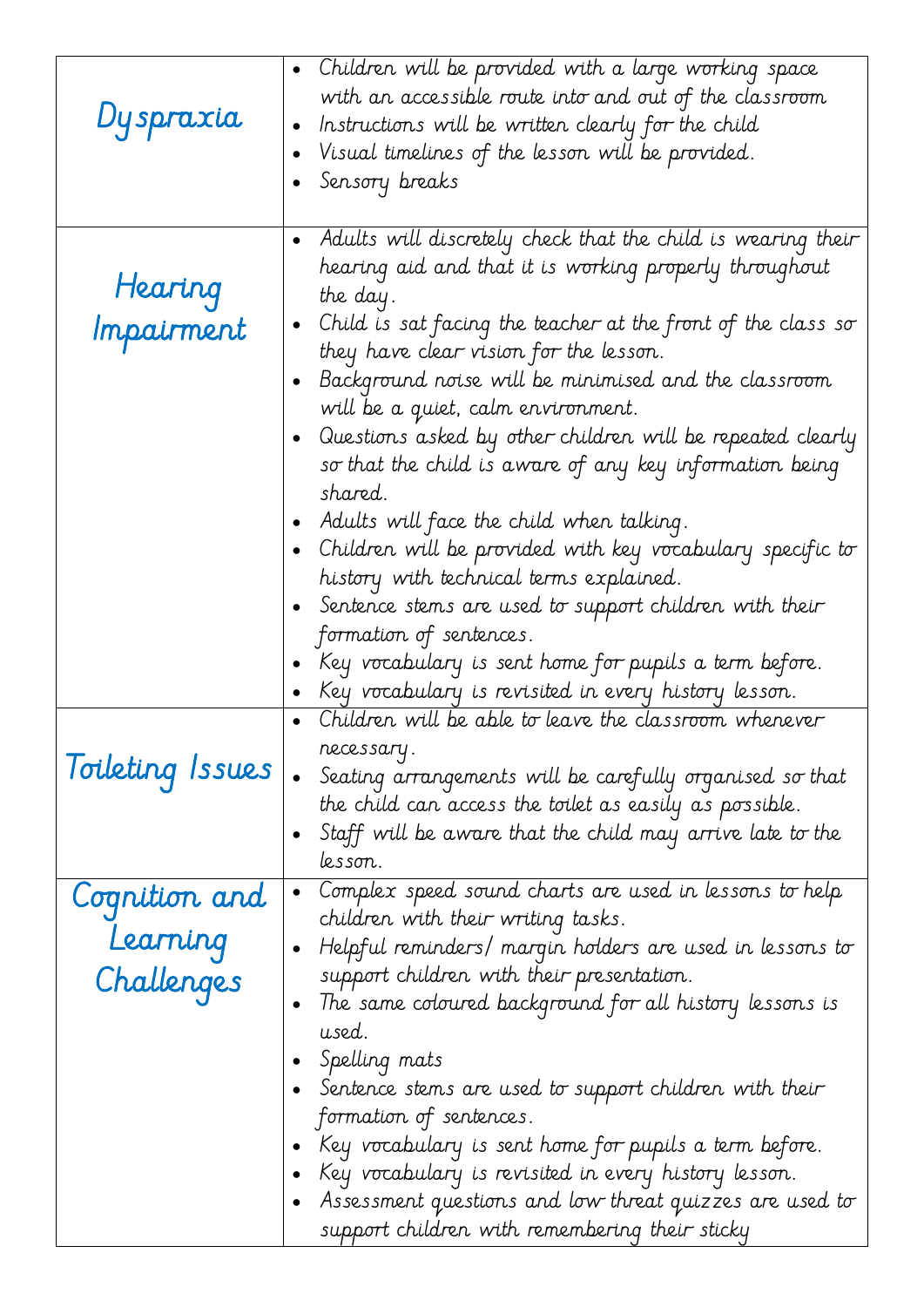| | |
|---|---|
| Dyspraxia | • Children will be provided with a large working space with an accessible route into and out of the classroom<br>• Instructions will be written clearly for the child<br>• Visual timelines of the lesson will be provided.<br>• Sensory breaks |
| Hearing Impairment | • Adults will discretely check that the child is wearing their hearing aid and that it is working properly throughout the day.<br>• Child is sat facing the teacher at the front of the class so they have clear vision for the lesson.<br>• Background noise will be minimised and the classroom will be a quiet, calm environment.<br>• Questions asked by other children will be repeated clearly so that the child is aware of any key information being shared.<br>• Adults will face the child when talking.<br>• Children will be provided with key vocabulary specific to history with technical terms explained.<br>• Sentence stems are used to support children with their formation of sentences.<br>• Key vocabulary is sent home for pupils a term before.<br>• Key vocabulary is revisited in every history lesson. |
| Toileting Issues | • Children will be able to leave the classroom whenever necessary.<br>• Seating arrangements will be carefully organised so that the child can access the toilet as easily as possible.<br>• Staff will be aware that the child may arrive late to the lesson. |
| Cognition and Learning Challenges | • Complex speed sound charts are used in lessons to help children with their writing tasks.<br>• Helpful reminders/ margin holders are used in lessons to support children with their presentation.<br>• The same coloured background for all history lessons is used.<br>• Spelling mats<br>• Sentence stems are used to support children with their formation of sentences.<br>• Key vocabulary is sent home for pupils a term before.<br>• Key vocabulary is revisited in every history lesson.<br>• Assessment questions and low threat quizzes are used to support children with remembering their sticky |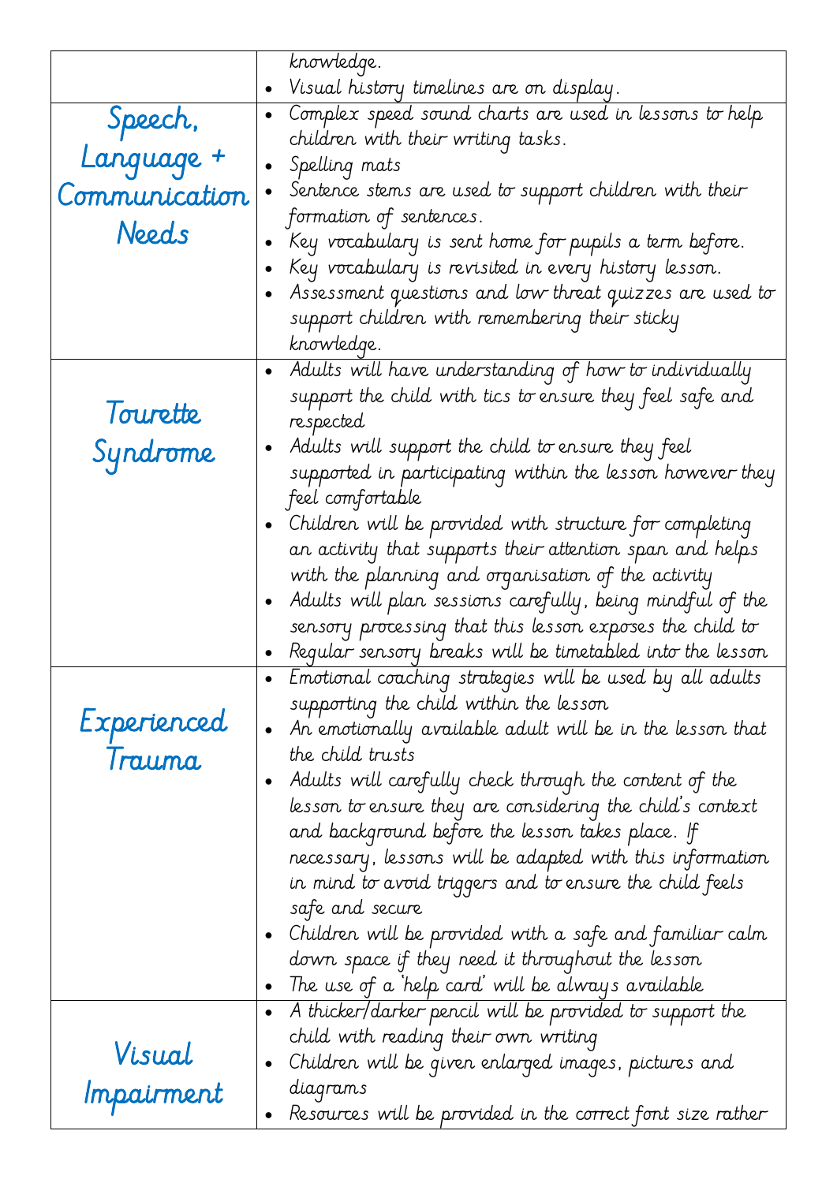| | |
|---|---|
| | knowledge.<br>• Visual history timelines are on display. |
| Speech, Language + Communication Needs | • Complex speed sound charts are used in lessons to help children with their writing tasks.<br>• Spelling mats<br>• Sentence stems are used to support children with their formation of sentences.<br>• Key vocabulary is sent home for pupils a term before.<br>• Key vocabulary is revisited in every history lesson.<br>• Assessment questions and low threat quizzes are used to support children with remembering their sticky knowledge. |
| Tourette Syndrome | • Adults will have understanding of how to individually support the child with tics to ensure they feel safe and respected<br>• Adults will support the child to ensure they feel supported in participating within the lesson however they feel comfortable<br>• Children will be provided with structure for completing an activity that supports their attention span and helps with the planning and organisation of the activity<br>• Adults will plan sessions carefully, being mindful of the sensory processing that this lesson exposes the child to<br>• Regular sensory breaks will be timetabled into the lesson |
| Experienced Trauma | • Emotional coaching strategies will be used by all adults supporting the child within the lesson<br>• An emotionally available adult will be in the lesson that the child trusts<br>• Adults will carefully check through the content of the lesson to ensure they are considering the child's context and background before the lesson takes place. If necessary, lessons will be adapted with this information in mind to avoid triggers and to ensure the child feels safe and secure<br>• Children will be provided with a safe and familiar calm down space if they need it throughout the lesson<br>• The use of a 'help card' will be always available |
| Visual Impairment | • A thicker/darker pencil will be provided to support the child with reading their own writing<br>• Children will be given enlarged images, pictures and diagrams<br>• Resources will be provided in the correct font size rather |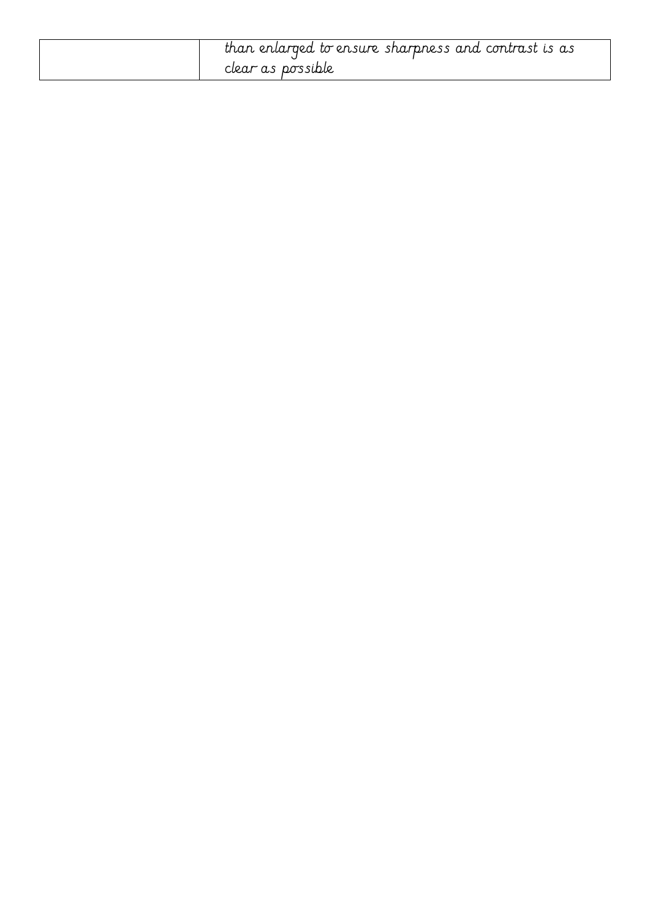| | |
|---|---|
| | than enlarged to ensure sharpness and contrast is as clear as possible |